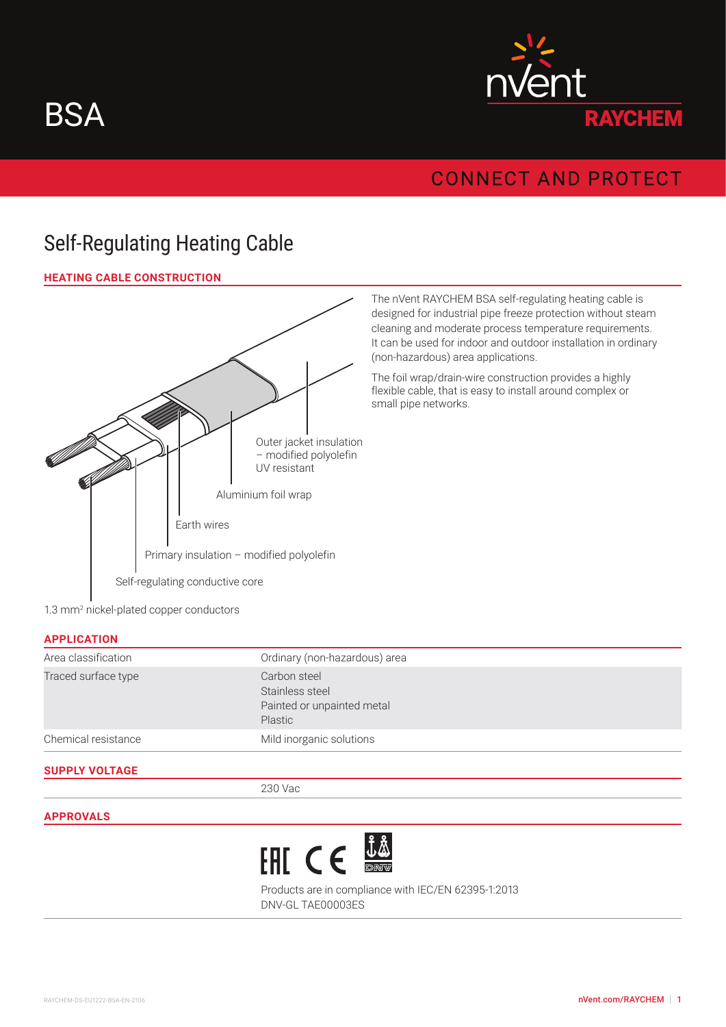# BSA

CONNECT AND PROTECT

## Self-Regulating Heating Cable

### HEATING CABLE CONSTRUCTION

Outer jacket insulation – modified polyolefin UV resistant

Aluminium foil wrap

Earth wires

Primary insulation – modified polyolefin

Self-regulating conductive core

1.3 mm² nickel-plated copper conductors

The nVent RAYCHEM BSA self-regulating heating cable is designed for industrial pipe freeze protection without steam cleaning and moderate process temperature requirements. It can be used for indoor and outdoor installation in ordinary (non-hazardous) area applications.

The foil wrap/drain-wire construction provides a highly flexible cable, that is easy to install around complex or small pipe networks.

### APPLICATION

| | |
|---|---|
| Area classification | Ordinary (non-hazardous) area |
| Traced surface type | Carbon steel<br>Stainless steel<br>Painted or unpainted metal<br>Plastic |
| Chemical resistance | Mild inorganic solutions |

### SUPPLY VOLTAGE

| | |
|---|---|
| | 230 Vac |

### APPROVALS

EAC CE DNV

Products are in compliance with IEC/EN 62395-1:2013

DNV-GL TAE00003ES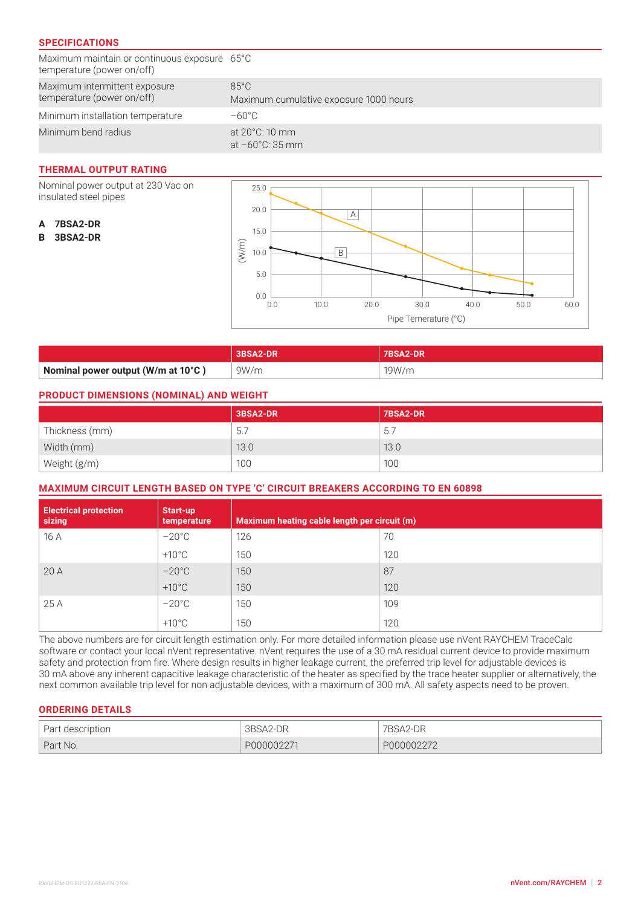## SPECIFICATIONS

| | |
|---|---|
| Maximum maintain or continuous exposure temperature (power on/off) | 65°C |
| Maximum intermittent exposure temperature (power on/off) | 85°C<br>Maximum cumulative exposure 1000 hours |
| Minimum installation temperature | −60°C |
| Minimum bend radius | at 20°C: 10 mm<br>at −60°C: 35 mm |

## THERMAL OUTPUT RATING

Nominal power output at 230 Vac on insulated steel pipes

**A 7BSA2-DR**
**B 3BSA2-DR**

25.0
20.0
15.0
10.0
5.0
0.0
(W/m)
A
B
0.0 10.0 20.0 30.0 40.0 50.0 60.0
Pipe Temerature (°C)

| | 3BSA2-DR | 7BSA2-DR |
|---|---|---|
| **Nominal power output (W/m at 10°C )** | 9W/m | 19W/m |

## PRODUCT DIMENSIONS (NOMINAL) AND WEIGHT

| | 3BSA2-DR | 7BSA2-DR |
|---|---|---|
| Thickness (mm) | 5.7 | 5.7 |
| Width (mm) | 13.0 | 13.0 |
| Weight (g/m) | 100 | 100 |

## MAXIMUM CIRCUIT LENGTH BASED ON TYPE 'C' CIRCUIT BREAKERS ACCORDING TO EN 60898

| Electrical protection sizing | Start-up temperature | Maximum heating cable length per circuit (m) | |
|---|---|---|---|
| 16 A | −20°C | 126 | 70 |
| | +10°C | 150 | 120 |
| 20 A | −20°C | 150 | 87 |
| | +10°C | 150 | 120 |
| 25 A | −20°C | 150 | 109 |
| | +10°C | 150 | 120 |

The above numbers are for circuit length estimation only. For more detailed information please use nVent RAYCHEM TraceCalc software or contact your local nVent representative. nVent requires the use of a 30 mA residual current device to provide maximum safety and protection from fire. Where design results in higher leakage current, the preferred trip level for adjustable devices is 30 mA above any inherent capacitive leakage characteristic of the heater as specified by the trace heater supplier or alternatively, the next common available trip level for non adjustable devices, with a maximum of 300 mA. All safety aspects need to be proven.

## ORDERING DETAILS

| | | |
|---|---|---|
| Part description | 3BSA2-DR | 7BSA2-DR |
| Part No. | P000002271 | P000002272 |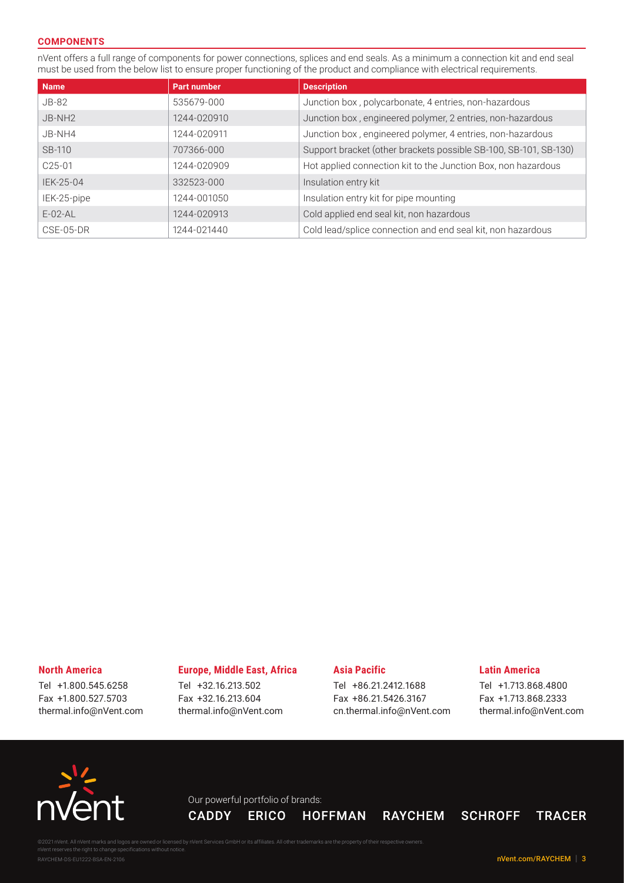## COMPONENTS

nVent offers a full range of components for power connections, splices and end seals. As a minimum a connection kit and end seal must be used from the below list to ensure proper functioning of the product and compliance with electrical requirements.

| Name | Part number | Description |
|---|---|---|
| JB-82 | 535679-000 | Junction box , polycarbonate, 4 entries, non-hazardous |
| JB-NH2 | 1244-020910 | Junction box , engineered polymer, 2 entries, non-hazardous |
| JB-NH4 | 1244-020911 | Junction box , engineered polymer, 4 entries, non-hazardous |
| SB-110 | 707366-000 | Support bracket (other brackets possible SB-100, SB-101, SB-130) |
| C25-01 | 1244-020909 | Hot applied connection kit to the Junction Box, non hazardous |
| IEK-25-04 | 332523-000 | Insulation entry kit |
| IEK-25-pipe | 1244-001050 | Insulation entry kit for pipe mounting |
| E-02-AL | 1244-020913 | Cold applied end seal kit, non hazardous |
| CSE-05-DR | 1244-021440 | Cold lead/splice connection and end seal kit, non hazardous |

**North America**
Tel +1.800.545.6258
Fax +1.800.527.5703
thermal.info@nVent.com

**Europe, Middle East, Africa**
Tel +32.16.213.502
Fax +32.16.213.604
thermal.info@nVent.com

**Asia Pacific**
Tel +86.21.2412.1688
Fax +86.21.5426.3167
cn.thermal.info@nVent.com

**Latin America**
Tel +1.713.868.4800
Fax +1.713.868.2333
thermal.info@nVent.com

Our powerful portfolio of brands:
CADDY ERICO HOFFMAN RAYCHEM SCHROFF TRACER

©2021 nVent. All nVent marks and logos are owned or licensed by nVent Services GmbH or its affiliates. All other trademarks are the property of their respective owners.
nVent reserves the right to change specifications without notice.

RAYCHEM-DS-EU1222-BSA-EN-2106

nVent.com/RAYCHEM